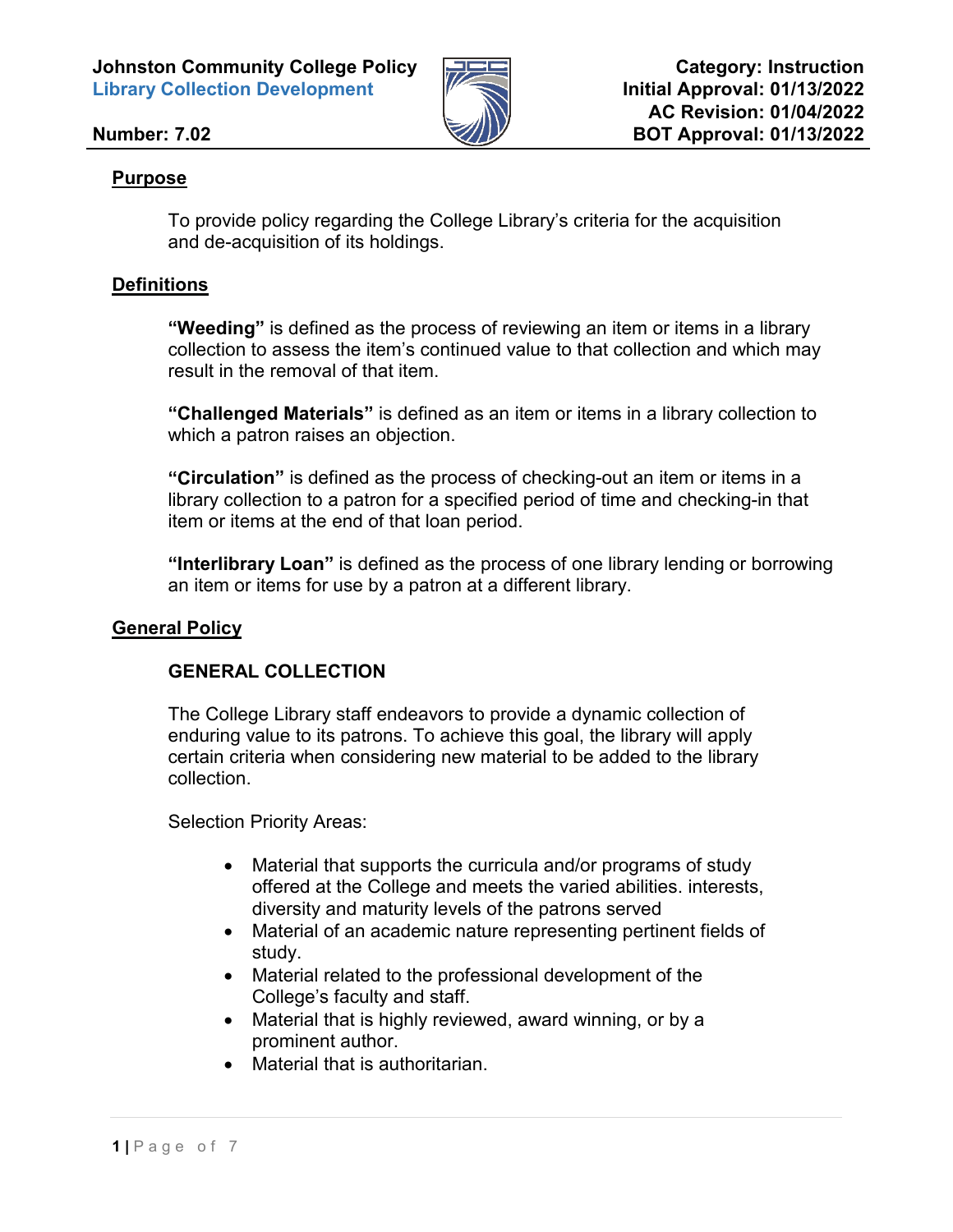**Johnston Community College Policy**
**Library Collection Development**

**Number: 7.02**

**Category: Instruction**
**Initial Approval: 01/13/2022**
**AC Revision: 01/04/2022**
**BOT Approval: 01/13/2022**

## Purpose

To provide policy regarding the College Library's criteria for the acquisition and de-acquisition of its holdings.

## Definitions

**"Weeding"** is defined as the process of reviewing an item or items in a library collection to assess the item's continued value to that collection and which may result in the removal of that item.

**"Challenged Materials"** is defined as an item or items in a library collection to which a patron raises an objection.

**"Circulation"** is defined as the process of checking-out an item or items in a library collection to a patron for a specified period of time and checking-in that item or items at the end of that loan period.

**"Interlibrary Loan"** is defined as the process of one library lending or borrowing an item or items for use by a patron at a different library.

## General Policy

### GENERAL COLLECTION

The College Library staff endeavors to provide a dynamic collection of enduring value to its patrons. To achieve this goal, the library will apply certain criteria when considering new material to be added to the library collection.

Selection Priority Areas:

- Material that supports the curricula and/or programs of study offered at the College and meets the varied abilities. interests, diversity and maturity levels of the patrons served
- Material of an academic nature representing pertinent fields of study.
- Material related to the professional development of the College's faculty and staff.
- Material that is highly reviewed, award winning, or by a prominent author.
- Material that is authoritarian.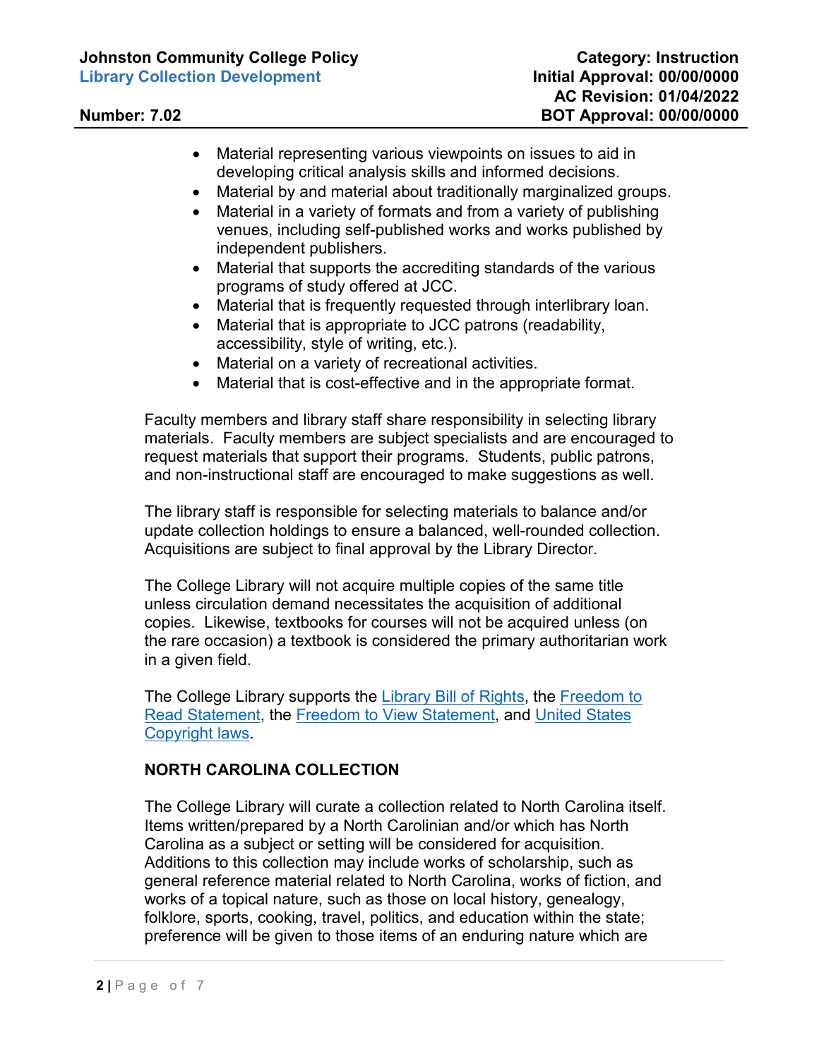- Material representing various viewpoints on issues to aid in developing critical analysis skills and informed decisions.
- Material by and material about traditionally marginalized groups.
- Material in a variety of formats and from a variety of publishing venues, including self-published works and works published by independent publishers.
- Material that supports the accrediting standards of the various programs of study offered at JCC.
- Material that is frequently requested through interlibrary loan.
- Material that is appropriate to JCC patrons (readability, accessibility, style of writing, etc.).
- Material on a variety of recreational activities.
- Material that is cost-effective and in the appropriate format.

Faculty members and library staff share responsibility in selecting library materials. Faculty members are subject specialists and are encouraged to request materials that support their programs. Students, public patrons, and non-instructional staff are encouraged to make suggestions as well.

The library staff is responsible for selecting materials to balance and/or update collection holdings to ensure a balanced, well-rounded collection. Acquisitions are subject to final approval by the Library Director.

The College Library will not acquire multiple copies of the same title unless circulation demand necessitates the acquisition of additional copies. Likewise, textbooks for courses will not be acquired unless (on the rare occasion) a textbook is considered the primary authoritarian work in a given field.

The College Library supports the Library Bill of Rights, the Freedom to Read Statement, the Freedom to View Statement, and United States Copyright laws.

**NORTH CAROLINA COLLECTION**

The College Library will curate a collection related to North Carolina itself. Items written/prepared by a North Carolinian and/or which has North Carolina as a subject or setting will be considered for acquisition. Additions to this collection may include works of scholarship, such as general reference material related to North Carolina, works of fiction, and works of a topical nature, such as those on local history, genealogy, folklore, sports, cooking, travel, politics, and education within the state; preference will be given to those items of an enduring nature which are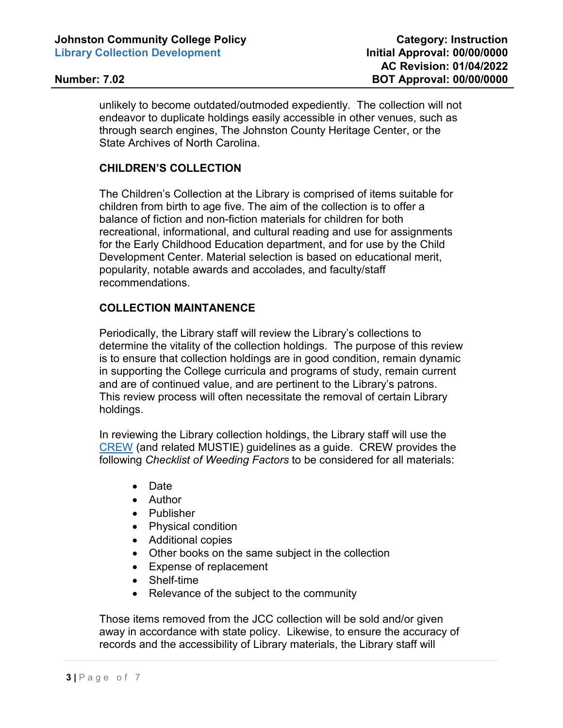unlikely to become outdated/outmoded expediently. The collection will not endeavor to duplicate holdings easily accessible in other venues, such as through search engines, The Johnston County Heritage Center, or the State Archives of North Carolina.

## CHILDREN'S COLLECTION

The Children's Collection at the Library is comprised of items suitable for children from birth to age five. The aim of the collection is to offer a balance of fiction and non-fiction materials for children for both recreational, informational, and cultural reading and use for assignments for the Early Childhood Education department, and for use by the Child Development Center. Material selection is based on educational merit, popularity, notable awards and accolades, and faculty/staff recommendations.

## COLLECTION MAINTANENCE

Periodically, the Library staff will review the Library's collections to determine the vitality of the collection holdings. The purpose of this review is to ensure that collection holdings are in good condition, remain dynamic in supporting the College curricula and programs of study, remain current and are of continued value, and are pertinent to the Library's patrons. This review process will often necessitate the removal of certain Library holdings.

In reviewing the Library collection holdings, the Library staff will use the CREW (and related MUSTIE) guidelines as a guide. CREW provides the following *Checklist of Weeding Factors* to be considered for all materials:

- Date
- Author
- Publisher
- Physical condition
- Additional copies
- Other books on the same subject in the collection
- Expense of replacement
- Shelf-time
- Relevance of the subject to the community

Those items removed from the JCC collection will be sold and/or given away in accordance with state policy. Likewise, to ensure the accuracy of records and the accessibility of Library materials, the Library staff will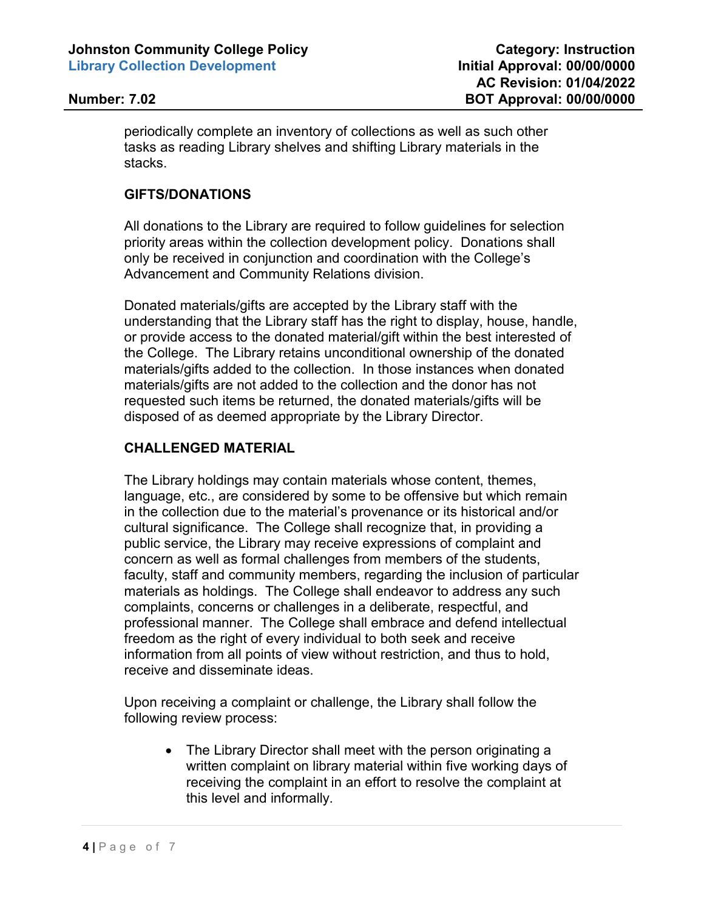periodically complete an inventory of collections as well as such other tasks as reading Library shelves and shifting Library materials in the stacks.

## GIFTS/DONATIONS

All donations to the Library are required to follow guidelines for selection priority areas within the collection development policy. Donations shall only be received in conjunction and coordination with the College's Advancement and Community Relations division.

Donated materials/gifts are accepted by the Library staff with the understanding that the Library staff has the right to display, house, handle, or provide access to the donated material/gift within the best interested of the College. The Library retains unconditional ownership of the donated materials/gifts added to the collection. In those instances when donated materials/gifts are not added to the collection and the donor has not requested such items be returned, the donated materials/gifts will be disposed of as deemed appropriate by the Library Director.

## CHALLENGED MATERIAL

The Library holdings may contain materials whose content, themes, language, etc., are considered by some to be offensive but which remain in the collection due to the material's provenance or its historical and/or cultural significance. The College shall recognize that, in providing a public service, the Library may receive expressions of complaint and concern as well as formal challenges from members of the students, faculty, staff and community members, regarding the inclusion of particular materials as holdings. The College shall endeavor to address any such complaints, concerns or challenges in a deliberate, respectful, and professional manner. The College shall embrace and defend intellectual freedom as the right of every individual to both seek and receive information from all points of view without restriction, and thus to hold, receive and disseminate ideas.

Upon receiving a complaint or challenge, the Library shall follow the following review process:

- The Library Director shall meet with the person originating a written complaint on library material within five working days of receiving the complaint in an effort to resolve the complaint at this level and informally.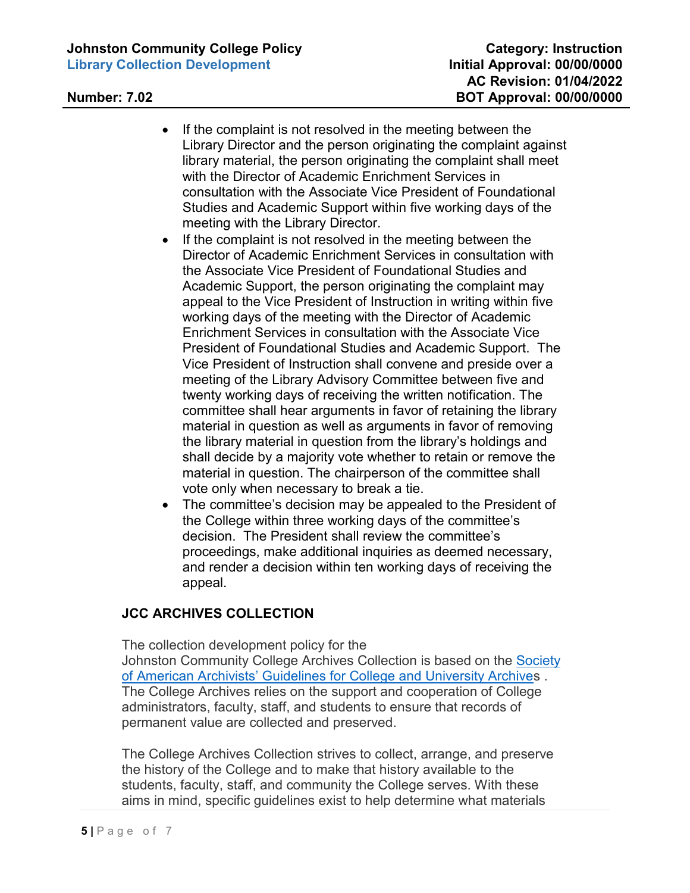- If the complaint is not resolved in the meeting between the Library Director and the person originating the complaint against library material, the person originating the complaint shall meet with the Director of Academic Enrichment Services in consultation with the Associate Vice President of Foundational Studies and Academic Support within five working days of the meeting with the Library Director.
- If the complaint is not resolved in the meeting between the Director of Academic Enrichment Services in consultation with the Associate Vice President of Foundational Studies and Academic Support, the person originating the complaint may appeal to the Vice President of Instruction in writing within five working days of the meeting with the Director of Academic Enrichment Services in consultation with the Associate Vice President of Foundational Studies and Academic Support. The Vice President of Instruction shall convene and preside over a meeting of the Library Advisory Committee between five and twenty working days of receiving the written notification. The committee shall hear arguments in favor of retaining the library material in question as well as arguments in favor of removing the library material in question from the library's holdings and shall decide by a majority vote whether to retain or remove the material in question. The chairperson of the committee shall vote only when necessary to break a tie.
- The committee's decision may be appealed to the President of the College within three working days of the committee's decision. The President shall review the committee's proceedings, make additional inquiries as deemed necessary, and render a decision within ten working days of receiving the appeal.

## JCC ARCHIVES COLLECTION

The collection development policy for the Johnston Community College Archives Collection is based on the [Society of American Archivists' Guidelines for College and University Archives](). The College Archives relies on the support and cooperation of College administrators, faculty, staff, and students to ensure that records of permanent value are collected and preserved.

The College Archives Collection strives to collect, arrange, and preserve the history of the College and to make that history available to the students, faculty, staff, and community the College serves. With these aims in mind, specific guidelines exist to help determine what materials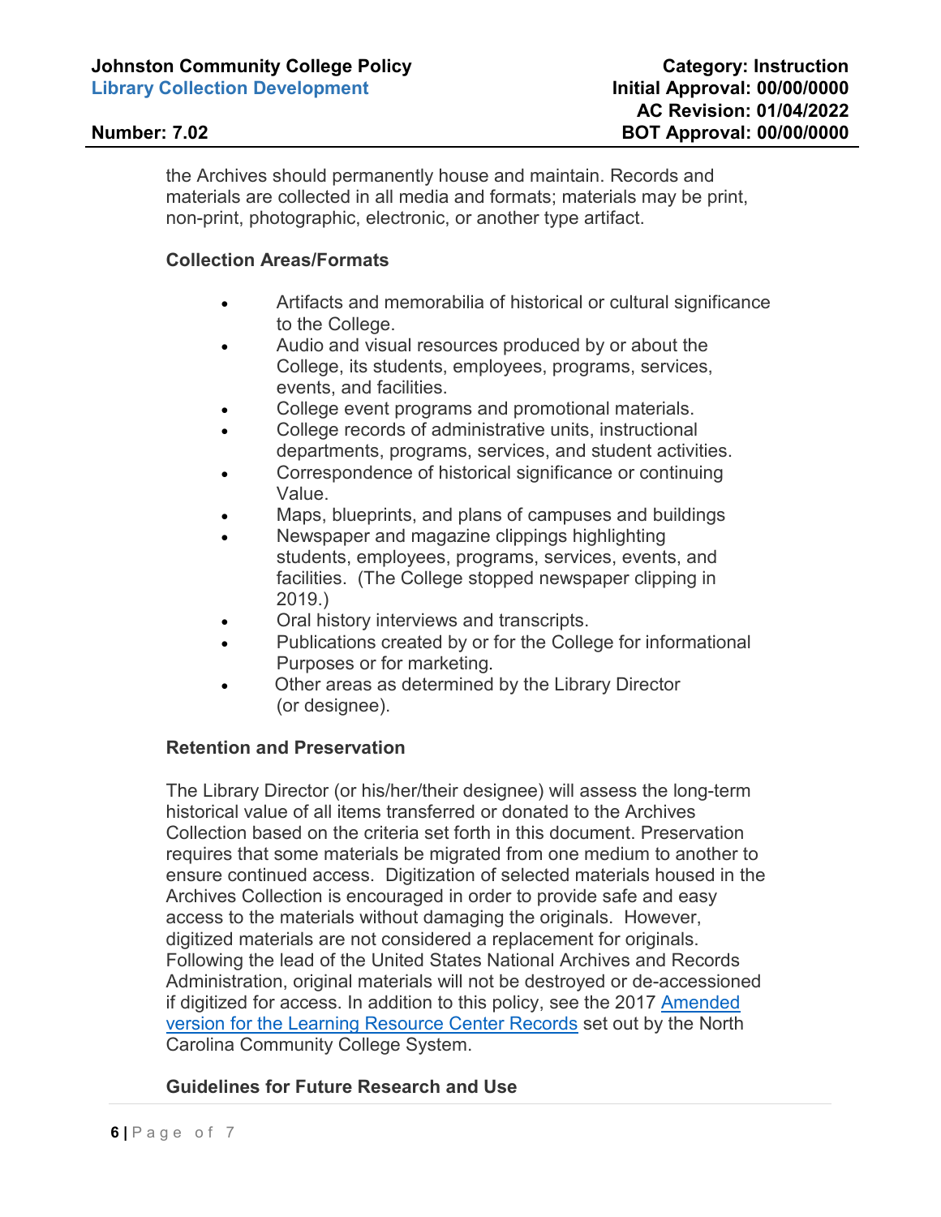the Archives should permanently house and maintain. Records and materials are collected in all media and formats; materials may be print, non-print, photographic, electronic, or another type artifact.

**Collection Areas/Formats**

- Artifacts and memorabilia of historical or cultural significance to the College.
- Audio and visual resources produced by or about the College, its students, employees, programs, services, events, and facilities.
- College event programs and promotional materials.
- College records of administrative units, instructional departments, programs, services, and student activities.
- Correspondence of historical significance or continuing Value.
- Maps, blueprints, and plans of campuses and buildings
- Newspaper and magazine clippings highlighting students, employees, programs, services, events, and facilities. (The College stopped newspaper clipping in 2019.)
- Oral history interviews and transcripts.
- Publications created by or for the College for informational Purposes or for marketing.
- Other areas as determined by the Library Director (or designee).

**Retention and Preservation**

The Library Director (or his/her/their designee) will assess the long-term historical value of all items transferred or donated to the Archives Collection based on the criteria set forth in this document. Preservation requires that some materials be migrated from one medium to another to ensure continued access. Digitization of selected materials housed in the Archives Collection is encouraged in order to provide safe and easy access to the materials without damaging the originals. However, digitized materials are not considered a replacement for originals. Following the lead of the United States National Archives and Records Administration, original materials will not be destroyed or de-accessioned if digitized for access. In addition to this policy, see the 2017 Amended version for the Learning Resource Center Records set out by the North Carolina Community College System.

**Guidelines for Future Research and Use**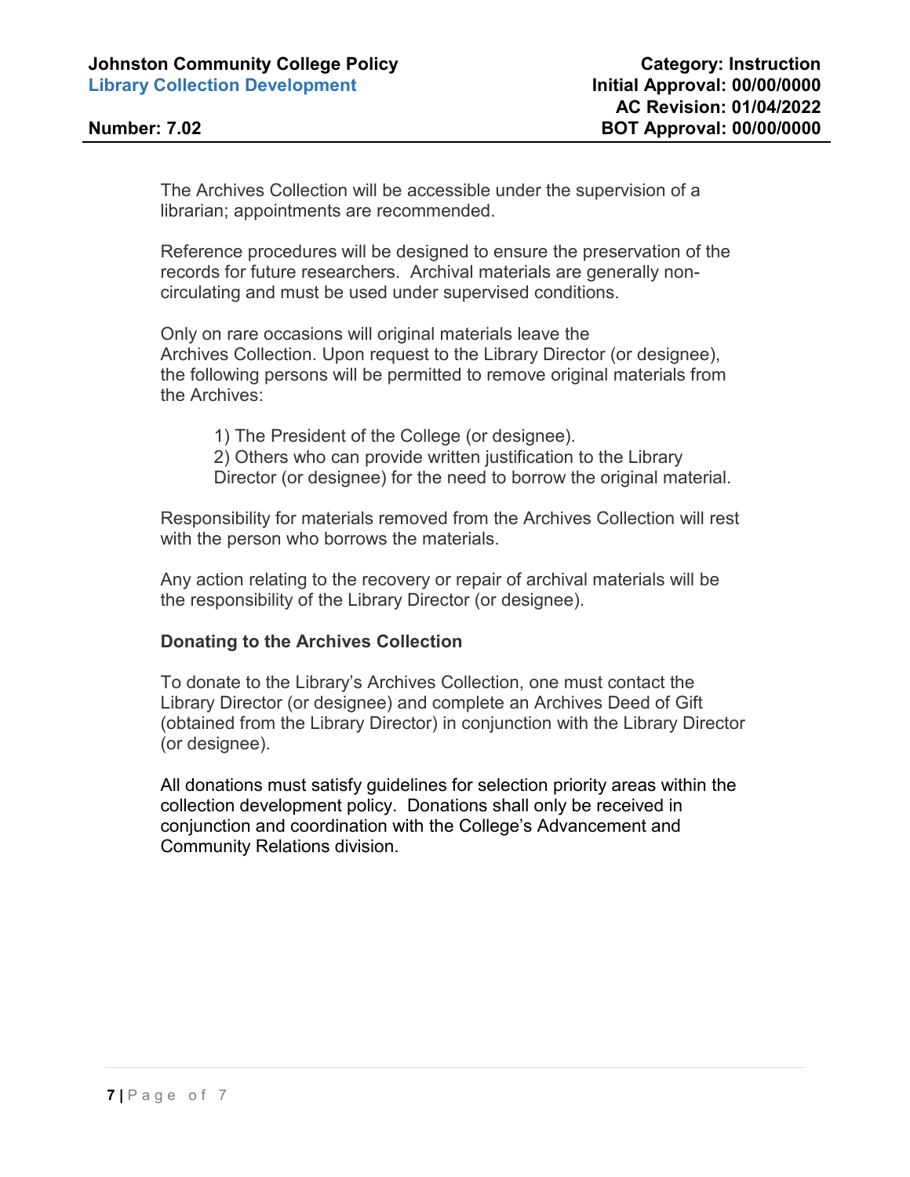The Archives Collection will be accessible under the supervision of a librarian; appointments are recommended.

Reference procedures will be designed to ensure the preservation of the records for future researchers. Archival materials are generally non-circulating and must be used under supervised conditions.

Only on rare occasions will original materials leave the Archives Collection. Upon request to the Library Director (or designee), the following persons will be permitted to remove original materials from the Archives:

1) The President of the College (or designee).
2) Others who can provide written justification to the Library Director (or designee) for the need to borrow the original material.

Responsibility for materials removed from the Archives Collection will rest with the person who borrows the materials.

Any action relating to the recovery or repair of archival materials will be the responsibility of the Library Director (or designee).

**Donating to the Archives Collection**

To donate to the Library's Archives Collection, one must contact the Library Director (or designee) and complete an Archives Deed of Gift (obtained from the Library Director) in conjunction with the Library Director (or designee).

All donations must satisfy guidelines for selection priority areas within the collection development policy. Donations shall only be received in conjunction and coordination with the College's Advancement and Community Relations division.